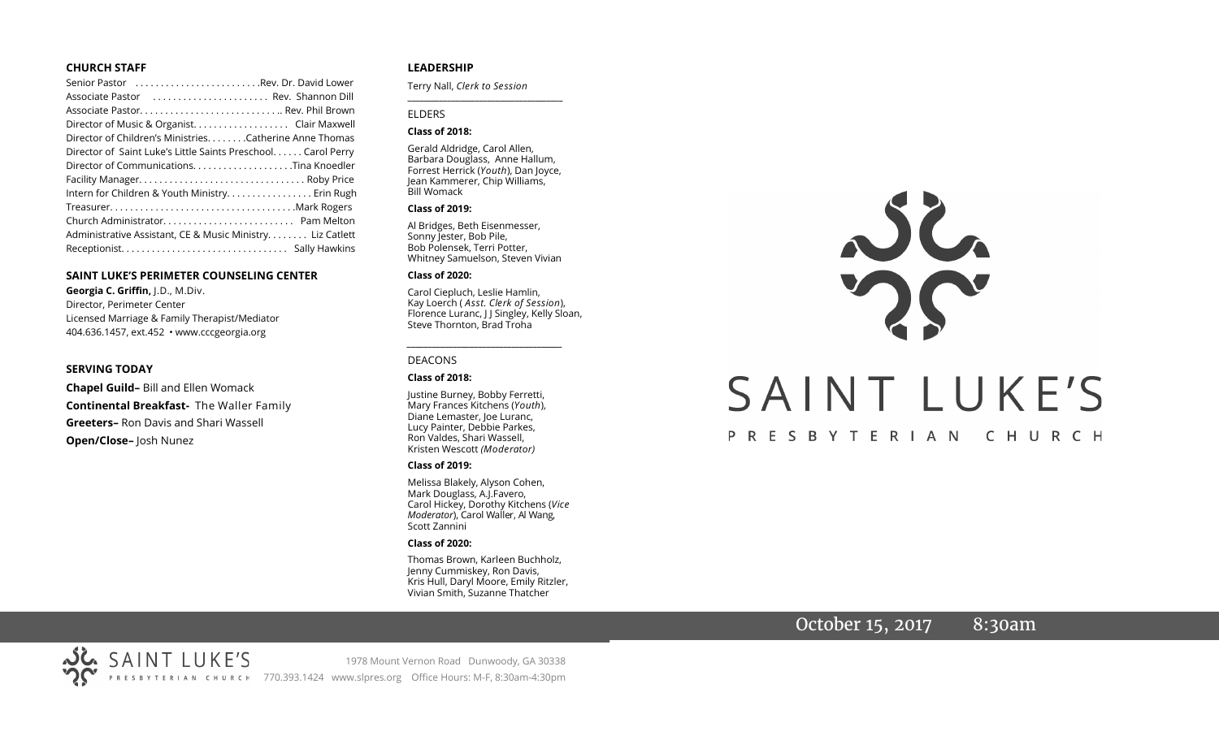## CHURCH STAFF

| | |
|---|---|
| Senior Pastor | Rev. Dr. David Lower |
| Associate Pastor | Rev. Shannon Dill |
| Associate Pastor | Rev. Phil Brown |
| Director of Music & Organist | Clair Maxwell |
| Director of Children's Ministries | Catherine Anne Thomas |
| Director of Saint Luke's Little Saints Preschool | Carol Perry |
| Director of Communications | Tina Knoedler |
| Facility Manager | Roby Price |
| Intern for Children & Youth Ministry | Erin Rugh |
| Treasurer | Mark Rogers |
| Church Administrator | Pam Melton |
| Administrative Assistant, CE & Music Ministry | Liz Catlett |
| Receptionist | Sally Hawkins |

## SAINT LUKE'S PERIMETER COUNSELING CENTER

**Georgia C. Griffin,** J.D., M.Div.
Director, Perimeter Center
Licensed Marriage & Family Therapist/Mediator
404.636.1457, ext.452 • www.cccgeorgia.org

## SERVING TODAY

**Chapel Guild–** Bill and Ellen Womack
**Continental Breakfast-** The Waller Family
**Greeters–** Ron Davis and Shari Wassell
**Open/Close–** Josh Nunez

## LEADERSHIP

Terry Nall, *Clerk to Session*

### ELDERS

**Class of 2018:**

Gerald Aldridge, Carol Allen, Barbara Douglass, Anne Hallum, Forrest Herrick (*Youth*), Dan Joyce, Jean Kammerer, Chip Williams, Bill Womack

**Class of 2019:**

Al Bridges, Beth Eisenmesser, Sonny Jester, Bob Pile, Bob Polensek, Terri Potter, Whitney Samuelson, Steven Vivian

**Class of 2020:**

Carol Ciepluch, Leslie Hamlin, Kay Loerch ( *Asst. Clerk of Session*), Florence Luranc, J J Singley, Kelly Sloan, Steve Thornton, Brad Troha

### DEACONS

**Class of 2018:**

Justine Burney, Bobby Ferretti, Mary Frances Kitchens (*Youth*), Diane Lemaster, Joe Luranc, Lucy Painter, Debbie Parkes, Ron Valdes, Shari Wassell, Kristen Wescott *(Moderator)*

**Class of 2019:**

Melissa Blakely, Alyson Cohen, Mark Douglass, A.J.Favero, Carol Hickey, Dorothy Kitchens (*Vice Moderator*), Carol Waller, Al Wang, Scott Zannini

**Class of 2020:**

Thomas Brown, Karleen Buchholz, Jenny Cummiskey, Ron Davis, Kris Hull, Daryl Moore, Emily Ritzler, Vivian Smith, Suzanne Thatcher

# SAINT LUKE'S

PRESBYTERIAN CHURCH

October 15, 2017 8:30am

SAINT LUKE'S PRESBYTERIAN CHURCH
1978 Mount Vernon Road Dunwoody, GA 30338
770.393.1424 www.slpres.org Office Hours: M-F, 8:30am-4:30pm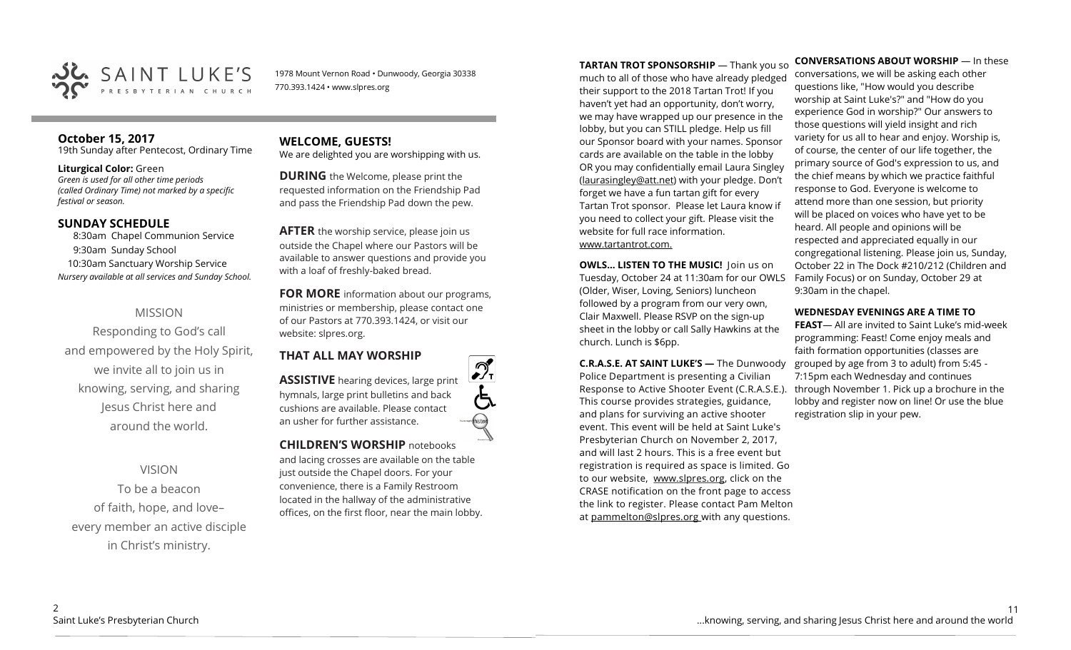SAINT LUKE'S PRESBYTERIAN CHURCH

1978 Mount Vernon Road • Dunwoody, Georgia 30338
770.393.1424 • www.slpres.org

## October 15, 2017

19th Sunday after Pentecost, Ordinary Time

**Liturgical Color:** Green
*Green is used for all other time periods (called Ordinary Time) not marked by a specific festival or season.*

## SUNDAY SCHEDULE

8:30am Chapel Communion Service
9:30am Sunday School
10:30am Sanctuary Worship Service
*Nursery available at all services and Sunday School.*

MISSION

Responding to God's call and empowered by the Holy Spirit, we invite all to join us in knowing, serving, and sharing Jesus Christ here and around the world.

VISION

To be a beacon of faith, hope, and love– every member an active disciple in Christ's ministry.

## WELCOME, GUESTS!

We are delighted you are worshipping with us.

**DURING** the Welcome, please print the requested information on the Friendship Pad and pass the Friendship Pad down the pew.

**AFTER** the worship service, please join us outside the Chapel where our Pastors will be available to answer questions and provide you with a loaf of freshly-baked bread.

**FOR MORE** information about our programs, ministries or membership, please contact one of our Pastors at 770.393.1424, or visit our website: slpres.org.

## THAT ALL MAY WORSHIP

**ASSISTIVE** hearing devices, large print hymnals, large print bulletins and back cushions are available. Please contact an usher for further assistance.

**CHILDREN'S WORSHIP** notebooks and lacing crosses are available on the table just outside the Chapel doors. For your convenience, there is a Family Restroom located in the hallway of the administrative offices, on the first floor, near the main lobby.

**TARTAN TROT SPONSORSHIP** — Thank you so much to all of those who have already pledged their support to the 2018 Tartan Trot! If you haven't yet had an opportunity, don't worry, we may have wrapped up our presence in the lobby, but you can STILL pledge. Help us fill our Sponsor board with your names. Sponsor cards are available on the table in the lobby OR you may confidentially email Laura Singley (laurasingley@att.net) with your pledge. Don't forget we have a fun tartan gift for every Tartan Trot sponsor. Please let Laura know if you need to collect your gift. Please visit the website for full race information. www.tartantrot.com.

**OWLS... LISTEN TO THE MUSIC!** Join us on Tuesday, October 24 at 11:30am for our OWLS (Older, Wiser, Loving, Seniors) luncheon followed by a program from our very own, Clair Maxwell. Please RSVP on the sign-up sheet in the lobby or call Sally Hawkins at the church. Lunch is $6pp.

**C.R.A.S.E. AT SAINT LUKE'S —** The Dunwoody Police Department is presenting a Civilian Response to Active Shooter Event (C.R.A.S.E.). This course provides strategies, guidance, and plans for surviving an active shooter event. This event will be held at Saint Luke's Presbyterian Church on November 2, 2017, and will last 2 hours. This is a free event but registration is required as space is limited. Go to our website, www.slpres.org, click on the CRASE notification on the front page to access the link to register. Please contact Pam Melton at pammelton@slpres.org with any questions.

**CONVERSATIONS ABOUT WORSHIP** — In these conversations, we will be asking each other questions like, "How would you describe worship at Saint Luke's?" and "How do you experience God in worship?" Our answers to those questions will yield insight and rich variety for us all to hear and enjoy. Worship is, of course, the center of our life together, the primary source of God's expression to us, and the chief means by which we practice faithful response to God. Everyone is welcome to attend more than one session, but priority will be placed on voices who have yet to be heard. All people and opinions will be respected and appreciated equally in our congregational listening. Please join us, Sunday, October 22 in The Dock #210/212 (Children and Family Focus) or on Sunday, October 29 at 9:30am in the chapel.

**WEDNESDAY EVENINGS ARE A TIME TO FEAST**— All are invited to Saint Luke's mid-week programming: Feast! Come enjoy meals and faith formation opportunities (classes are grouped by age from 3 to adult) from 5:45 - 7:15pm each Wednesday and continues through November 1. Pick up a brochure in the lobby and register now on line! Or use the blue registration slip in your pew.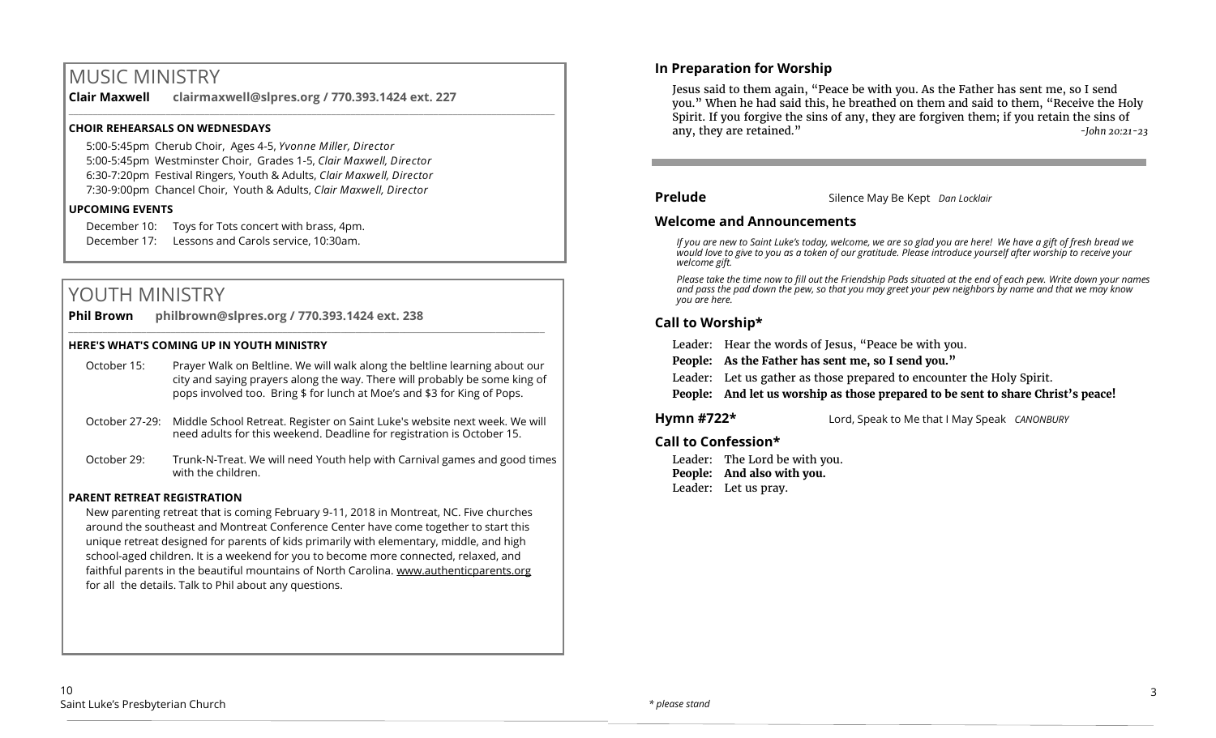# MUSIC MINISTRY

**Clair Maxwell clairmaxwell@slpres.org / 770.393.1424 ext. 227**

### CHOIR REHEARSALS ON WEDNESDAYS

5:00-5:45pm Cherub Choir, Ages 4-5, *Yvonne Miller, Director*
5:00-5:45pm Westminster Choir, Grades 1-5, *Clair Maxwell, Director*
6:30-7:20pm Festival Ringers, Youth & Adults, *Clair Maxwell, Director*
7:30-9:00pm Chancel Choir, Youth & Adults, *Clair Maxwell, Director*

### UPCOMING EVENTS

December 10: Toys for Tots concert with brass, 4pm.
December 17: Lessons and Carols service, 10:30am.

# YOUTH MINISTRY

**Phil Brown philbrown@slpres.org / 770.393.1424 ext. 238**

### HERE'S WHAT'S COMING UP IN YOUTH MINISTRY

October 15: Prayer Walk on Beltline. We will walk along the beltline learning about our city and saying prayers along the way. There will probably be some king of pops involved too. Bring $ for lunch at Moe's and $3 for King of Pops.

October 27-29: Middle School Retreat. Register on Saint Luke's website next week. We will need adults for this weekend. Deadline for registration is October 15.

October 29: Trunk-N-Treat. We will need Youth help with Carnival games and good times with the children.

### PARENT RETREAT REGISTRATION

New parenting retreat that is coming February 9-11, 2018 in Montreat, NC. Five churches around the southeast and Montreat Conference Center have come together to start this unique retreat designed for parents of kids primarily with elementary, middle, and high school-aged children. It is a weekend for you to become more connected, relaxed, and faithful parents in the beautiful mountains of North Carolina. www.authenticparents.org for all the details. Talk to Phil about any questions.

## In Preparation for Worship

Jesus said to them again, "Peace be with you. As the Father has sent me, so I send you." When he had said this, he breathed on them and said to them, "Receive the Holy Spirit. If you forgive the sins of any, they are forgiven them; if you retain the sins of any, they are retained." *-John 20:21-23*

**Prelude** Silence May Be Kept *Dan Locklair*

## Welcome and Announcements

*If you are new to Saint Luke's today, welcome, we are so glad you are here! We have a gift of fresh bread we would love to give to you as a token of our gratitude. Please introduce yourself after worship to receive your welcome gift.*

*Please take the time now to fill out the Friendship Pads situated at the end of each pew. Write down your names and pass the pad down the pew, so that you may greet your pew neighbors by name and that we may know you are here.*

## Call to Worship*

Leader: Hear the words of Jesus, "Peace be with you.
**People: As the Father has sent me, so I send you."**
Leader: Let us gather as those prepared to encounter the Holy Spirit.
**People: And let us worship as those prepared to be sent to share Christ's peace!**

**Hymn #722*** Lord, Speak to Me that I May Speak *CANONBURY*

## Call to Confession*

Leader: The Lord be with you.
**People: And also with you.**
Leader: Let us pray.

*\* please stand*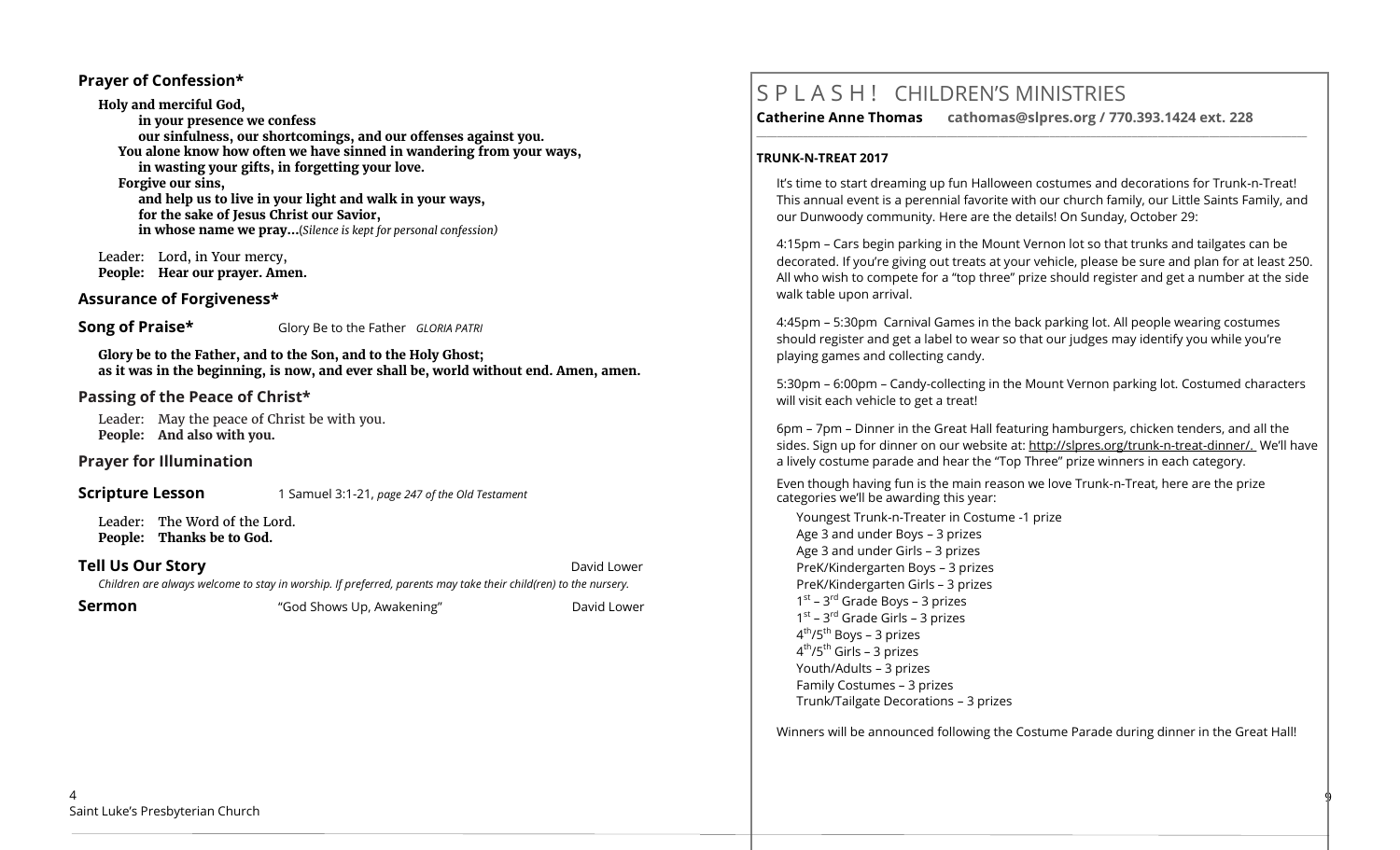## Prayer of Confession*

**Holy and merciful God,**
**in your presence we confess**
**our sinfulness, our shortcomings, and our offenses against you.**
**You alone know how often we have sinned in wandering from your ways,**
**in wasting your gifts, in forgetting your love.**
**Forgive our sins,**
**and help us to live in your light and walk in your ways,**
**for the sake of Jesus Christ our Savior,**
**in whose name we pray…**(*Silence is kept for personal confession)*

Leader: Lord, in Your mercy,
**People: Hear our prayer. Amen.**

## Assurance of Forgiveness*

## Song of Praise*

Glory Be to the Father *GLORIA PATRI*

**Glory be to the Father, and to the Son, and to the Holy Ghost;**
**as it was in the beginning, is now, and ever shall be, world without end. Amen, amen.**

## Passing of the Peace of Christ*

Leader: May the peace of Christ be with you.
**People: And also with you.**

## Prayer for Illumination

## Scripture Lesson

1 Samuel 3:1-21, *page 247 of the Old Testament*

Leader: The Word of the Lord.
**People: Thanks be to God.**

## Tell Us Our Story

David Lower

*Children are always welcome to stay in worship. If preferred, parents may take their child(ren) to the nursery.*

## Sermon

"God Shows Up, Awakening" — David Lower

# S P L A S H ! CHILDREN'S MINISTRIES

**Catherine Anne Thomas cathomas@slpres.org / 770.393.1424 ext. 228**

**TRUNK-N-TREAT 2017**

It's time to start dreaming up fun Halloween costumes and decorations for Trunk-n-Treat! This annual event is a perennial favorite with our church family, our Little Saints Family, and our Dunwoody community. Here are the details! On Sunday, October 29:

4:15pm – Cars begin parking in the Mount Vernon lot so that trunks and tailgates can be decorated. If you're giving out treats at your vehicle, please be sure and plan for at least 250. All who wish to compete for a "top three" prize should register and get a number at the side walk table upon arrival.

4:45pm – 5:30pm Carnival Games in the back parking lot. All people wearing costumes should register and get a label to wear so that our judges may identify you while you're playing games and collecting candy.

5:30pm – 6:00pm – Candy-collecting in the Mount Vernon parking lot. Costumed characters will visit each vehicle to get a treat!

6pm – 7pm – Dinner in the Great Hall featuring hamburgers, chicken tenders, and all the sides. Sign up for dinner on our website at: http://slpres.org/trunk-n-treat-dinner/. We'll have a lively costume parade and hear the "Top Three" prize winners in each category.

Even though having fun is the main reason we love Trunk-n-Treat, here are the prize categories we'll be awarding this year:

Youngest Trunk-n-Treater in Costume -1 prize
Age 3 and under Boys – 3 prizes
Age 3 and under Girls – 3 prizes
PreK/Kindergarten Boys – 3 prizes
PreK/Kindergarten Girls – 3 prizes
1st – 3rd Grade Boys – 3 prizes
1st – 3rd Grade Girls – 3 prizes
4th/5th Boys – 3 prizes
4th/5th Girls – 3 prizes
Youth/Adults – 3 prizes
Family Costumes – 3 prizes
Trunk/Tailgate Decorations – 3 prizes

Winners will be announced following the Costume Parade during dinner in the Great Hall!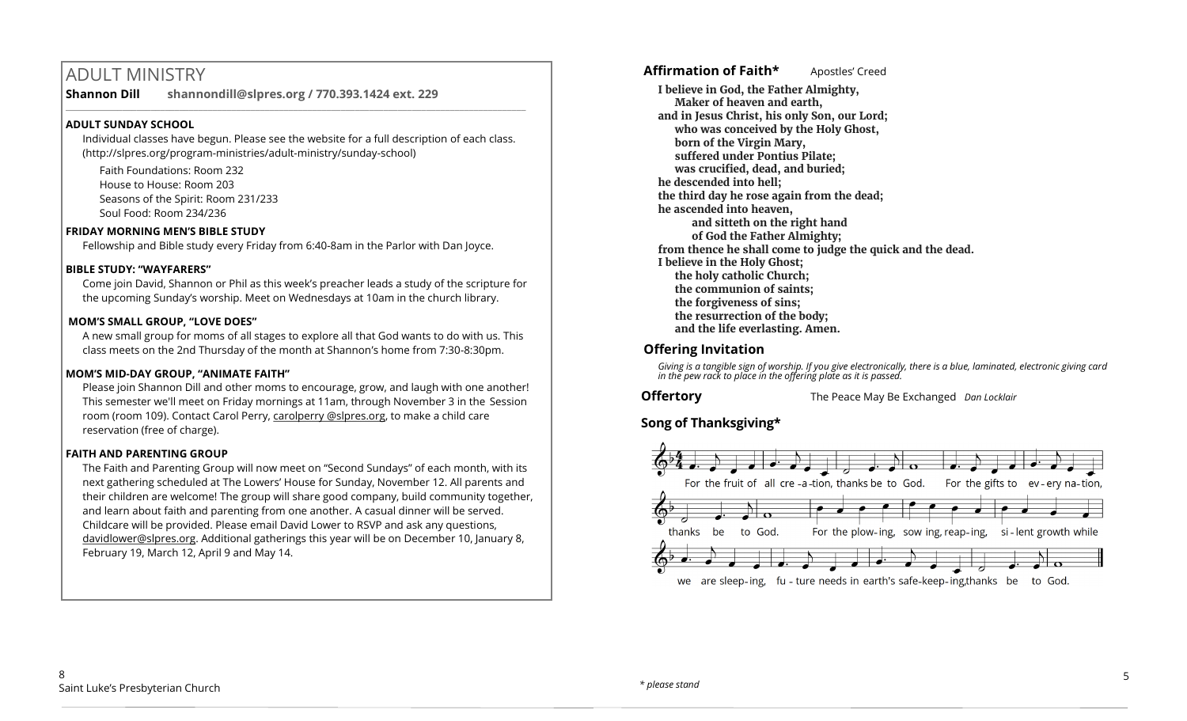## ADULT MINISTRY

**Shannon Dill** **shannondill@slpres.org / 770.393.1424 ext. 229**

**ADULT SUNDAY SCHOOL**

Individual classes have begun. Please see the website for a full description of each class. (http://slpres.org/program-ministries/adult-ministry/sunday-school)

Faith Foundations: Room 232
House to House: Room 203
Seasons of the Spirit: Room 231/233
Soul Food: Room 234/236

**FRIDAY MORNING MEN'S BIBLE STUDY**

Fellowship and Bible study every Friday from 6:40-8am in the Parlor with Dan Joyce.

**BIBLE STUDY: "WAYFARERS"**

Come join David, Shannon or Phil as this week's preacher leads a study of the scripture for the upcoming Sunday's worship. Meet on Wednesdays at 10am in the church library.

**MOM'S SMALL GROUP, "LOVE DOES"**

A new small group for moms of all stages to explore all that God wants to do with us. This class meets on the 2nd Thursday of the month at Shannon's home from 7:30-8:30pm.

**MOM'S MID-DAY GROUP, "ANIMATE FAITH"**

Please join Shannon Dill and other moms to encourage, grow, and laugh with one another! This semester we'll meet on Friday mornings at 11am, through November 3 in the Session room (room 109). Contact Carol Perry, carolperry @slpres.org, to make a child care reservation (free of charge).

**FAITH AND PARENTING GROUP**

The Faith and Parenting Group will now meet on "Second Sundays" of each month, with its next gathering scheduled at The Lowers' House for Sunday, November 12. All parents and their children are welcome! The group will share good company, build community together, and learn about faith and parenting from one another. A casual dinner will be served. Childcare will be provided. Please email David Lower to RSVP and ask any questions, davidlower@slpres.org. Additional gatherings this year will be on December 10, January 8, February 19, March 12, April 9 and May 14.

**Affirmation of Faith*** Apostles' Creed

**I believe in God, the Father Almighty,**
**Maker of heaven and earth,**
**and in Jesus Christ, his only Son, our Lord;**
**who was conceived by the Holy Ghost,**
**born of the Virgin Mary,**
**suffered under Pontius Pilate;**
**was crucified, dead, and buried;**
**he descended into hell;**
**the third day he rose again from the dead;**
**he ascended into heaven,**
**and sitteth on the right hand**
**of God the Father Almighty;**
**from thence he shall come to judge the quick and the dead.**
**I believe in the Holy Ghost;**
**the holy catholic Church;**
**the communion of saints;**
**the forgiveness of sins;**
**the resurrection of the body;**
**and the life everlasting. Amen.**

**Offering Invitation**

*Giving is a tangible sign of worship. If you give electronically, there is a blue, laminated, electronic giving card in the pew rack to place in the offering plate as it is passed.*

**Offertory** The Peace May Be Exchanged *Dan Locklair*

**Song of Thanksgiving***

For the fruit of all creation, thanks be to God. For the gifts to every nation, thanks be to God. For the plowing, sowing, reaping, silent growth while we are sleeping, future needs in earth's safe-keeping, thanks be to God.

*\* please stand*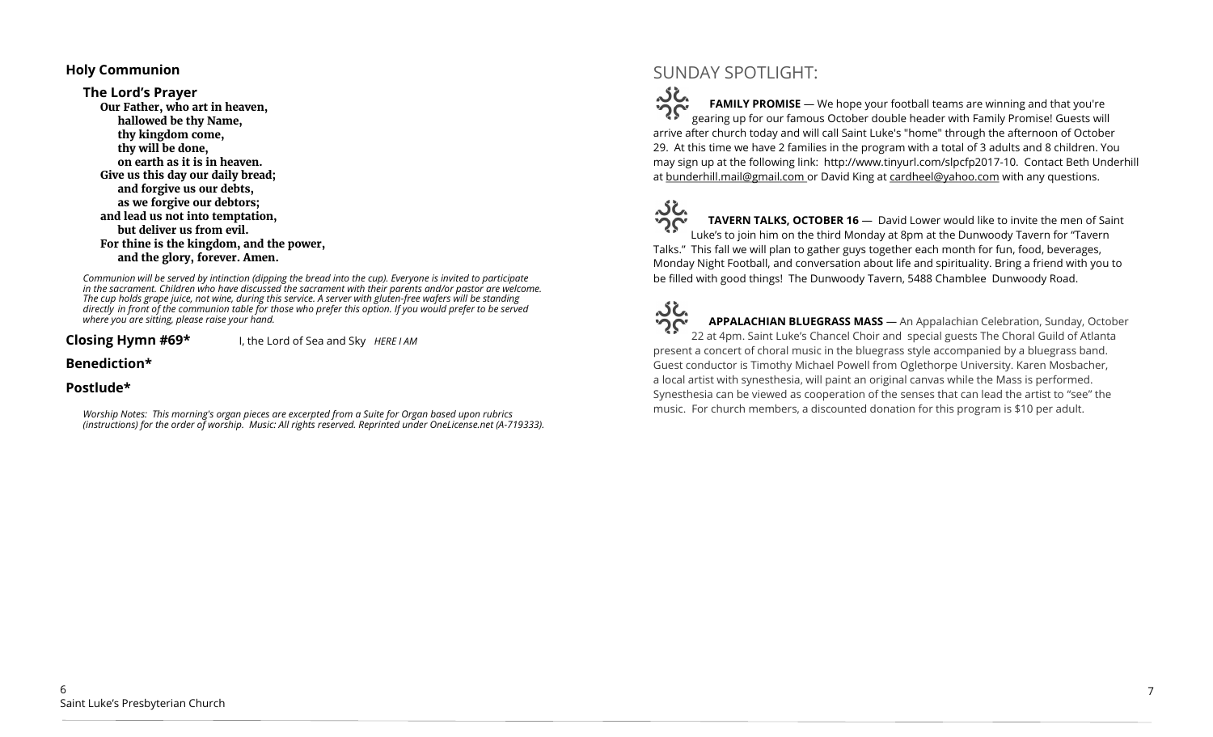### Holy Communion

**The Lord's Prayer**

**Our Father, who art in heaven,**
**hallowed be thy Name,**
**thy kingdom come,**
**thy will be done,**
**on earth as it is in heaven.**
**Give us this day our daily bread;**
**and forgive us our debts,**
**as we forgive our debtors;**
**and lead us not into temptation,**
**but deliver us from evil.**
**For thine is the kingdom, and the power,**
**and the glory, forever. Amen.**

*Communion will be served by intinction (dipping the bread into the cup). Everyone is invited to participate in the sacrament. Children who have discussed the sacrament with their parents and/or pastor are welcome. The cup holds grape juice, not wine, during this service. A server with gluten-free wafers will be standing directly in front of the communion table for those who prefer this option. If you would prefer to be served where you are sitting, please raise your hand.*

**Closing Hymn #69*** I, the Lord of Sea and Sky *HERE I AM*

**Benediction***

**Postlude***

*Worship Notes: This morning's organ pieces are excerpted from a Suite for Organ based upon rubrics (instructions) for the order of worship. Music: All rights reserved. Reprinted under OneLicense.net (A-719333).*

## SUNDAY SPOTLIGHT:

**FAMILY PROMISE** — We hope your football teams are winning and that you're gearing up for our famous October double header with Family Promise! Guests will arrive after church today and will call Saint Luke's "home" through the afternoon of October 29. At this time we have 2 families in the program with a total of 3 adults and 8 children. You may sign up at the following link: http://www.tinyurl.com/slpcfp2017-10. Contact Beth Underhill at bunderhill.mail@gmail.com or David King at cardheel@yahoo.com with any questions.

**TAVERN TALKS, OCTOBER 16** — David Lower would like to invite the men of Saint Luke's to join him on the third Monday at 8pm at the Dunwoody Tavern for "Tavern Talks." This fall we will plan to gather guys together each month for fun, food, beverages, Monday Night Football, and conversation about life and spirituality. Bring a friend with you to be filled with good things! The Dunwoody Tavern, 5488 Chamblee Dunwoody Road.

**APPALACHIAN BLUEGRASS MASS** — An Appalachian Celebration, Sunday, October 22 at 4pm. Saint Luke's Chancel Choir and special guests The Choral Guild of Atlanta present a concert of choral music in the bluegrass style accompanied by a bluegrass band. Guest conductor is Timothy Michael Powell from Oglethorpe University. Karen Mosbacher, a local artist with synesthesia, will paint an original canvas while the Mass is performed. Synesthesia can be viewed as cooperation of the senses that can lead the artist to "see" the music. For church members, a discounted donation for this program is $10 per adult.